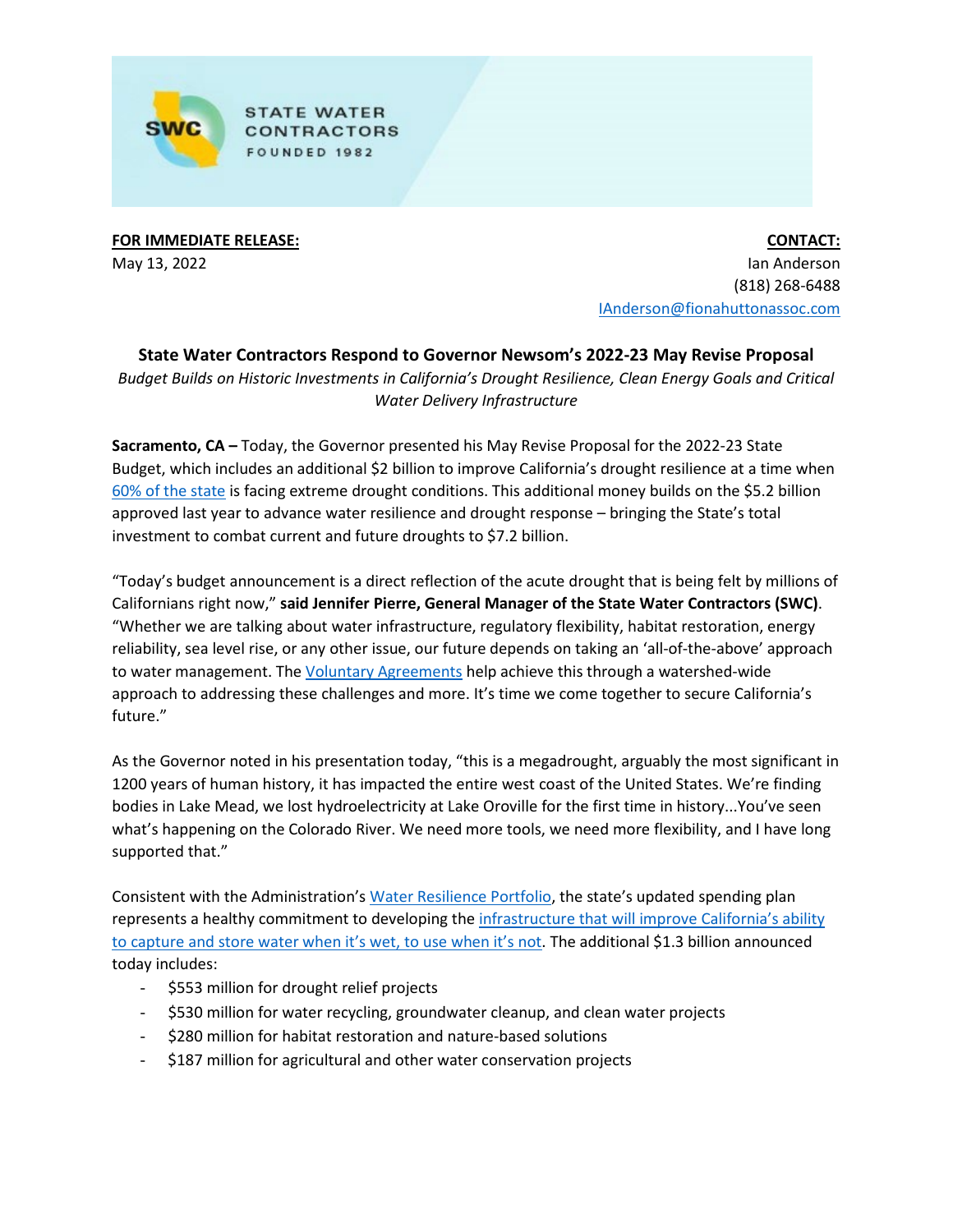STATE WATER CONTRACTORS
FOUNDED 1982

**FOR IMMEDIATE RELEASE:**
May 13, 2022

**CONTACT:**
Ian Anderson
(818) 268-6488
IAnderson@fionahuttonassoc.com

## State Water Contractors Respond to Governor Newsom's 2022-23 May Revise Proposal

*Budget Builds on Historic Investments in California's Drought Resilience, Clean Energy Goals and Critical Water Delivery Infrastructure*

**Sacramento, CA –** Today, the Governor presented his May Revise Proposal for the 2022-23 State Budget, which includes an additional $2 billion to improve California's drought resilience at a time when 60% of the state is facing extreme drought conditions. This additional money builds on the $5.2 billion approved last year to advance water resilience and drought response – bringing the State's total investment to combat current and future droughts to $7.2 billion.

"Today's budget announcement is a direct reflection of the acute drought that is being felt by millions of Californians right now," **said Jennifer Pierre, General Manager of the State Water Contractors (SWC)**. "Whether we are talking about water infrastructure, regulatory flexibility, habitat restoration, energy reliability, sea level rise, or any other issue, our future depends on taking an 'all-of-the-above' approach to water management. The Voluntary Agreements help achieve this through a watershed-wide approach to addressing these challenges and more. It's time we come together to secure California's future."

As the Governor noted in his presentation today, "this is a megadrought, arguably the most significant in 1200 years of human history, it has impacted the entire west coast of the United States. We're finding bodies in Lake Mead, we lost hydroelectricity at Lake Oroville for the first time in history...You've seen what's happening on the Colorado River. We need more tools, we need more flexibility, and I have long supported that."

Consistent with the Administration's Water Resilience Portfolio, the state's updated spending plan represents a healthy commitment to developing the infrastructure that will improve California's ability to capture and store water when it's wet, to use when it's not. The additional $1.3 billion announced today includes:

- $553 million for drought relief projects
- $530 million for water recycling, groundwater cleanup, and clean water projects
- $280 million for habitat restoration and nature-based solutions
- $187 million for agricultural and other water conservation projects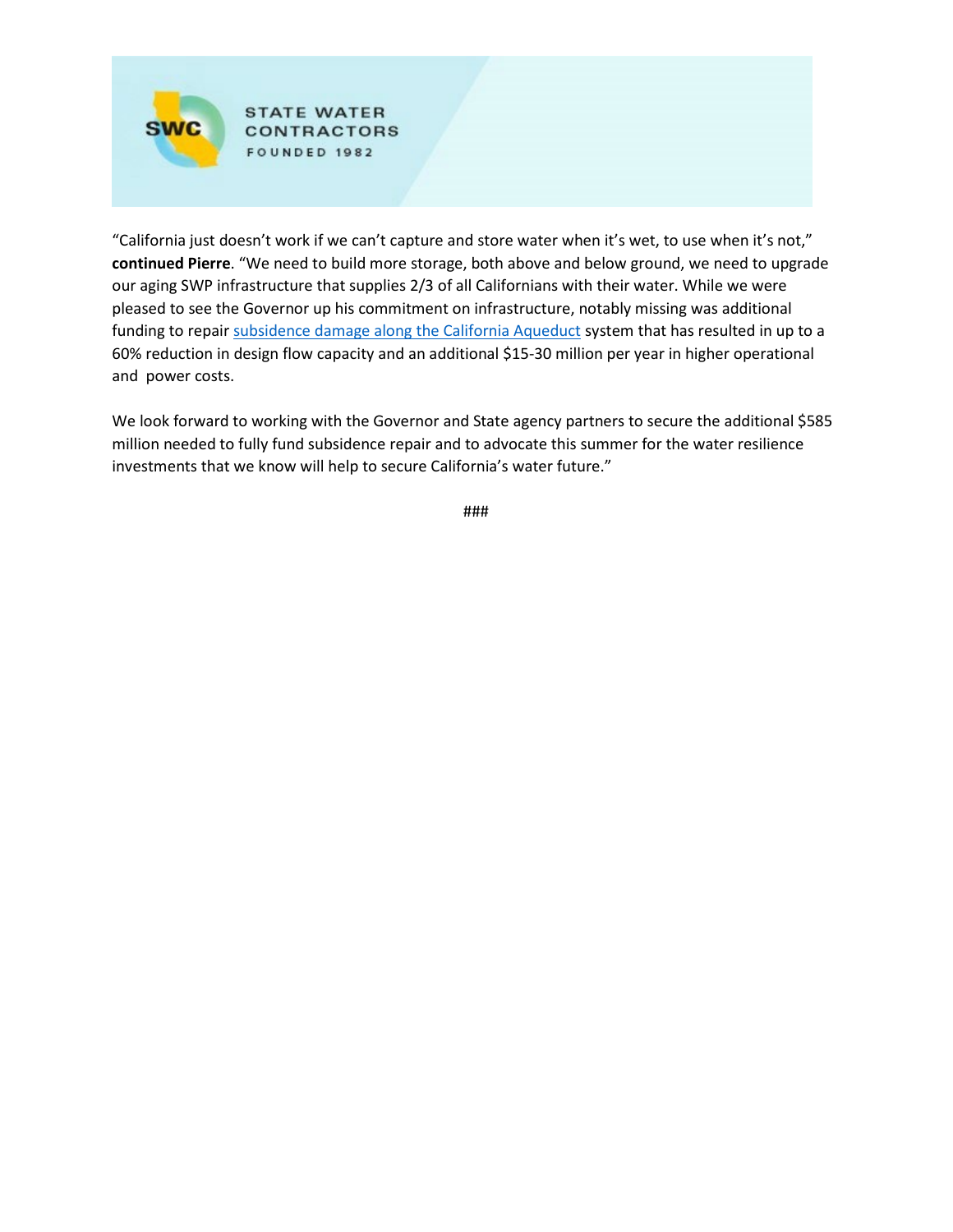"California just doesn't work if we can't capture and store water when it's wet, to use when it's not," **continued Pierre**. "We need to build more storage, both above and below ground, we need to upgrade our aging SWP infrastructure that supplies 2/3 of all Californians with their water. While we were pleased to see the Governor up his commitment on infrastructure, notably missing was additional funding to repair subsidence damage along the California Aqueduct system that has resulted in up to a 60% reduction in design flow capacity and an additional $15-30 million per year in higher operational and power costs.

We look forward to working with the Governor and State agency partners to secure the additional $585 million needed to fully fund subsidence repair and to advocate this summer for the water resilience investments that we know will help to secure California's water future."

###